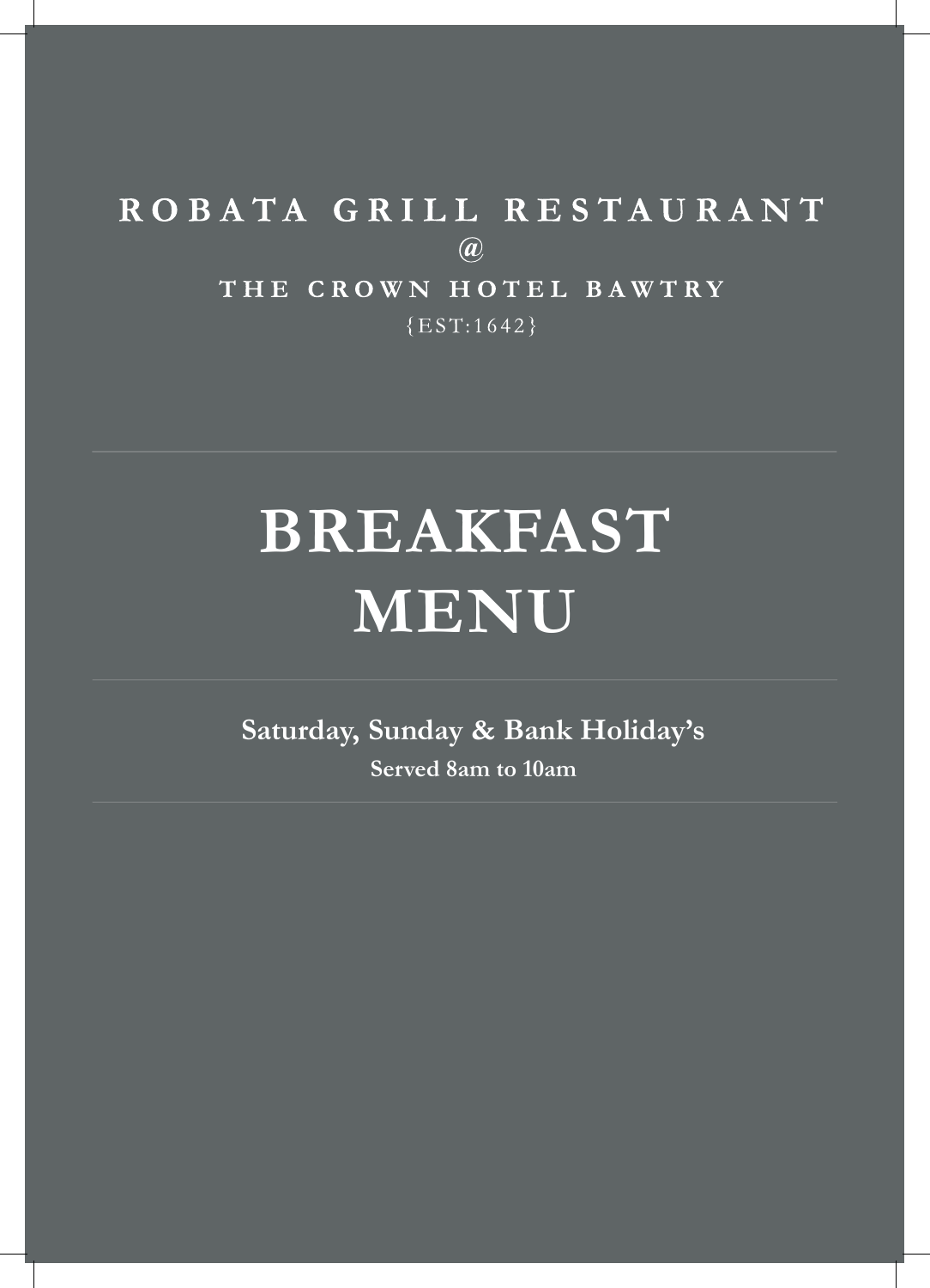ROBATA GRILL RESTAURANT

@

THE CROWN HOTEL BAWTRY

{EST:1642}

---

# BREAKFAST MENU

---

**Saturday, Sunday & Bank Holiday's**

**Served 8am to 10am**

---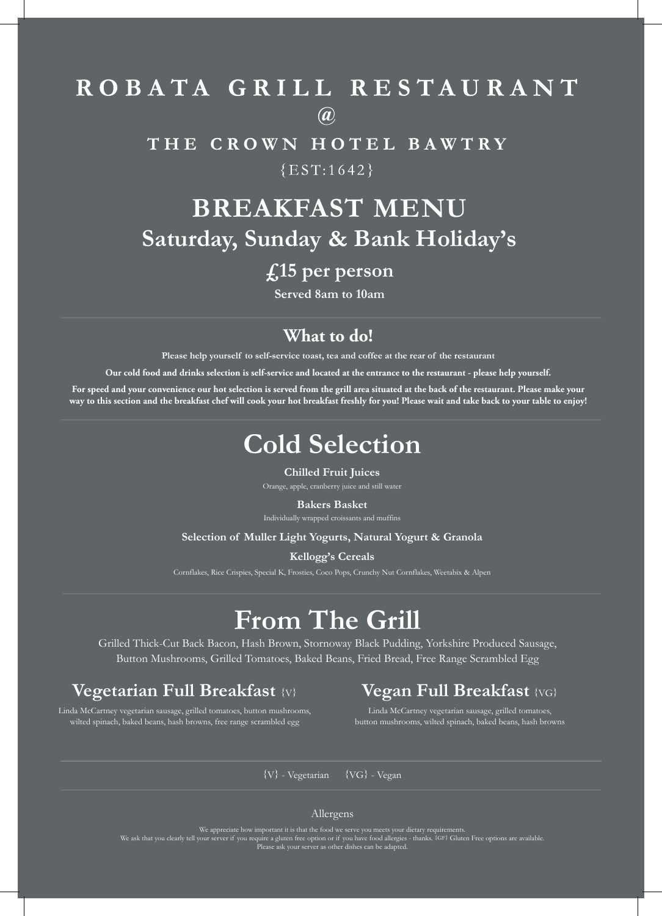# ROBATA GRILL RESTAURANT

@

## THE CROWN HOTEL BAWTRY

{EST:1642}

# BREAKFAST MENU

## Saturday, Sunday & Bank Holiday's

### £15 per person

**Served 8am to 10am**

---

### What to do!

**Please help yourself to self-service toast, tea and coffee at the rear of the restaurant**

**Our cold food and drinks selection is self-service and located at the entrance to the restaurant - please help yourself.**

**For speed and your convenience our hot selection is served from the grill area situated at the back of the restaurant. Please make your way to this section and the breakfast chef will cook your hot breakfast freshly for you! Please wait and take back to your table to enjoy!**

---

## Cold Selection

**Chilled Fruit Juices**

Orange, apple, cranberry juice and still water

**Bakers Basket**

Individually wrapped croissants and muffins

**Selection of Muller Light Yogurts, Natural Yogurt & Granola**

**Kellogg's Cereals**

Cornflakes, Rice Crispies, Special K, Frosties, Coco Pops, Crunchy Nut Cornflakes, Weetabix & Alpen

---

## From The Grill

Grilled Thick-Cut Back Bacon, Hash Brown, Stornoway Black Pudding, Yorkshire Produced Sausage, Button Mushrooms, Grilled Tomatoes, Baked Beans, Fried Bread, Free Range Scrambled Egg

### Vegetarian Full Breakfast {V}

Linda McCartney vegetarian sausage, grilled tomatoes, button mushrooms, wilted spinach, baked beans, hash browns, free range scrambled egg

### Vegan Full Breakfast {VG}

Linda McCartney vegetarian sausage, grilled tomatoes, button mushrooms, wilted spinach, baked beans, hash browns

---

{V} - Vegetarian {VG} - Vegan

---

Allergens

We appreciate how important it is that the food we serve you meets your dietary requirements.
We ask that you clearly tell your server if you require a gluten free option or if you have food allergies - thanks. {GF} Gluten Free options are available.
Please ask your server as other dishes can be adapted.